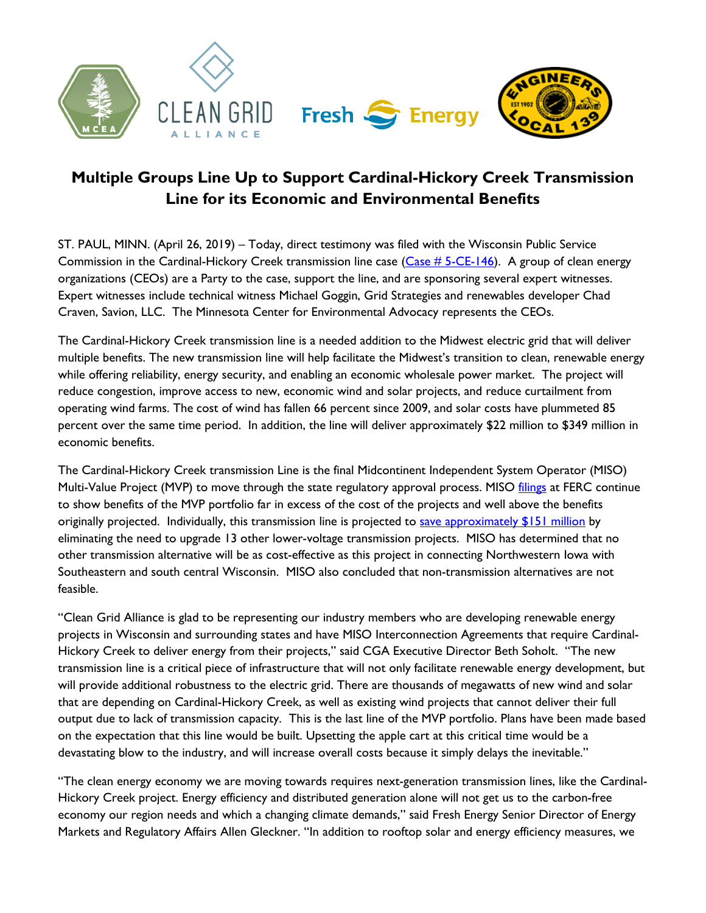# Multiple Groups Line Up to Support Cardinal-Hickory Creek Transmission Line for its Economic and Environmental Benefits

ST. PAUL, MINN. (April 26, 2019) – Today, direct testimony was filed with the Wisconsin Public Service Commission in the Cardinal-Hickory Creek transmission line case (Case # 5-CE-146). A group of clean energy organizations (CEOs) are a Party to the case, support the line, and are sponsoring several expert witnesses. Expert witnesses include technical witness Michael Goggin, Grid Strategies and renewables developer Chad Craven, Savion, LLC. The Minnesota Center for Environmental Advocacy represents the CEOs.

The Cardinal-Hickory Creek transmission line is a needed addition to the Midwest electric grid that will deliver multiple benefits. The new transmission line will help facilitate the Midwest's transition to clean, renewable energy while offering reliability, energy security, and enabling an economic wholesale power market. The project will reduce congestion, improve access to new, economic wind and solar projects, and reduce curtailment from operating wind farms. The cost of wind has fallen 66 percent since 2009, and solar costs have plummeted 85 percent over the same time period. In addition, the line will deliver approximately $22 million to $349 million in economic benefits.

The Cardinal-Hickory Creek transmission Line is the final Midcontinent Independent System Operator (MISO) Multi-Value Project (MVP) to move through the state regulatory approval process. MISO filings at FERC continue to show benefits of the MVP portfolio far in excess of the cost of the projects and well above the benefits originally projected. Individually, this transmission line is projected to save approximately $151 million by eliminating the need to upgrade 13 other lower-voltage transmission projects. MISO has determined that no other transmission alternative will be as cost-effective as this project in connecting Northwestern Iowa with Southeastern and south central Wisconsin. MISO also concluded that non-transmission alternatives are not feasible.

"Clean Grid Alliance is glad to be representing our industry members who are developing renewable energy projects in Wisconsin and surrounding states and have MISO Interconnection Agreements that require Cardinal-Hickory Creek to deliver energy from their projects," said CGA Executive Director Beth Soholt. "The new transmission line is a critical piece of infrastructure that will not only facilitate renewable energy development, but will provide additional robustness to the electric grid. There are thousands of megawatts of new wind and solar that are depending on Cardinal-Hickory Creek, as well as existing wind projects that cannot deliver their full output due to lack of transmission capacity. This is the last line of the MVP portfolio. Plans have been made based on the expectation that this line would be built. Upsetting the apple cart at this critical time would be a devastating blow to the industry, and will increase overall costs because it simply delays the inevitable."

"The clean energy economy we are moving towards requires next-generation transmission lines, like the Cardinal-Hickory Creek project. Energy efficiency and distributed generation alone will not get us to the carbon-free economy our region needs and which a changing climate demands," said Fresh Energy Senior Director of Energy Markets and Regulatory Affairs Allen Gleckner. "In addition to rooftop solar and energy efficiency measures, we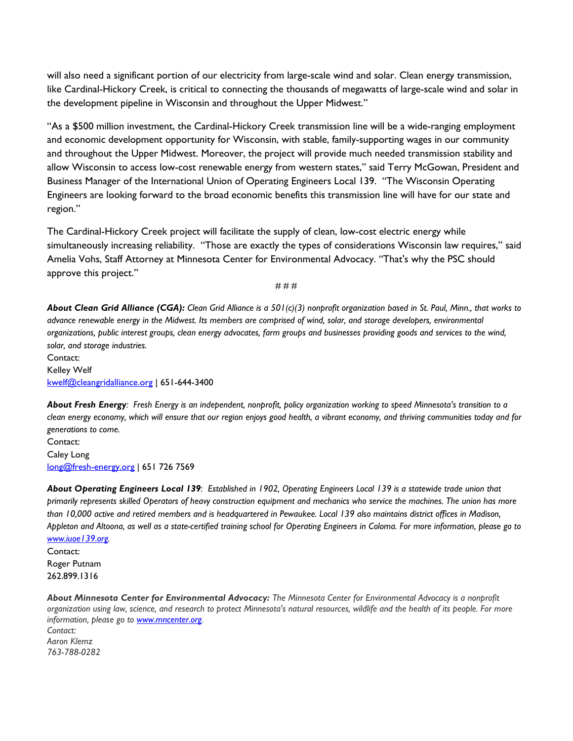will also need a significant portion of our electricity from large-scale wind and solar. Clean energy transmission, like Cardinal-Hickory Creek, is critical to connecting the thousands of megawatts of large-scale wind and solar in the development pipeline in Wisconsin and throughout the Upper Midwest."

"As a $500 million investment, the Cardinal-Hickory Creek transmission line will be a wide-ranging employment and economic development opportunity for Wisconsin, with stable, family-supporting wages in our community and throughout the Upper Midwest. Moreover, the project will provide much needed transmission stability and allow Wisconsin to access low-cost renewable energy from western states," said Terry McGowan, President and Business Manager of the International Union of Operating Engineers Local 139. "The Wisconsin Operating Engineers are looking forward to the broad economic benefits this transmission line will have for our state and region."

The Cardinal-Hickory Creek project will facilitate the supply of clean, low-cost electric energy while simultaneously increasing reliability. "Those are exactly the types of considerations Wisconsin law requires," said Amelia Vohs, Staff Attorney at Minnesota Center for Environmental Advocacy. "That's why the PSC should approve this project."

# # #

***About Clean Grid Alliance (CGA):*** *Clean Grid Alliance is a 501(c)(3) nonprofit organization based in St. Paul, Minn., that works to advance renewable energy in the Midwest. Its members are comprised of wind, solar, and storage developers, environmental organizations, public interest groups, clean energy advocates, farm groups and businesses providing goods and services to the wind, solar, and storage industries.*

Contact:
Kelley Welf
kwelf@cleangridalliance.org | 651-644-3400

***About Fresh Energy****: Fresh Energy is an independent, nonprofit, policy organization working to speed Minnesota's transition to a clean energy economy, which will ensure that our region enjoys good health, a vibrant economy, and thriving communities today and for generations to come.*

Contact:
Caley Long
long@fresh-energy.org | 651 726 7569

***About Operating Engineers Local 139****: Established in 1902, Operating Engineers Local 139 is a statewide trade union that primarily represents skilled Operators of heavy construction equipment and mechanics who service the machines. The union has more than 10,000 active and retired members and is headquartered in Pewaukee. Local 139 also maintains district offices in Madison, Appleton and Altoona, as well as a state-certified training school for Operating Engineers in Coloma. For more information, please go to www.iuoe139.org.*

Contact:
Roger Putnam
262.899.1316

***About Minnesota Center for Environmental Advocacy:*** *The Minnesota Center for Environmental Advocacy is a nonprofit organization using law, science, and research to protect Minnesota's natural resources, wildlife and the health of its people. For more information, please go to www.mncenter.org.*

*Contact:*
*Aaron Klemz*
*763-788-0282*